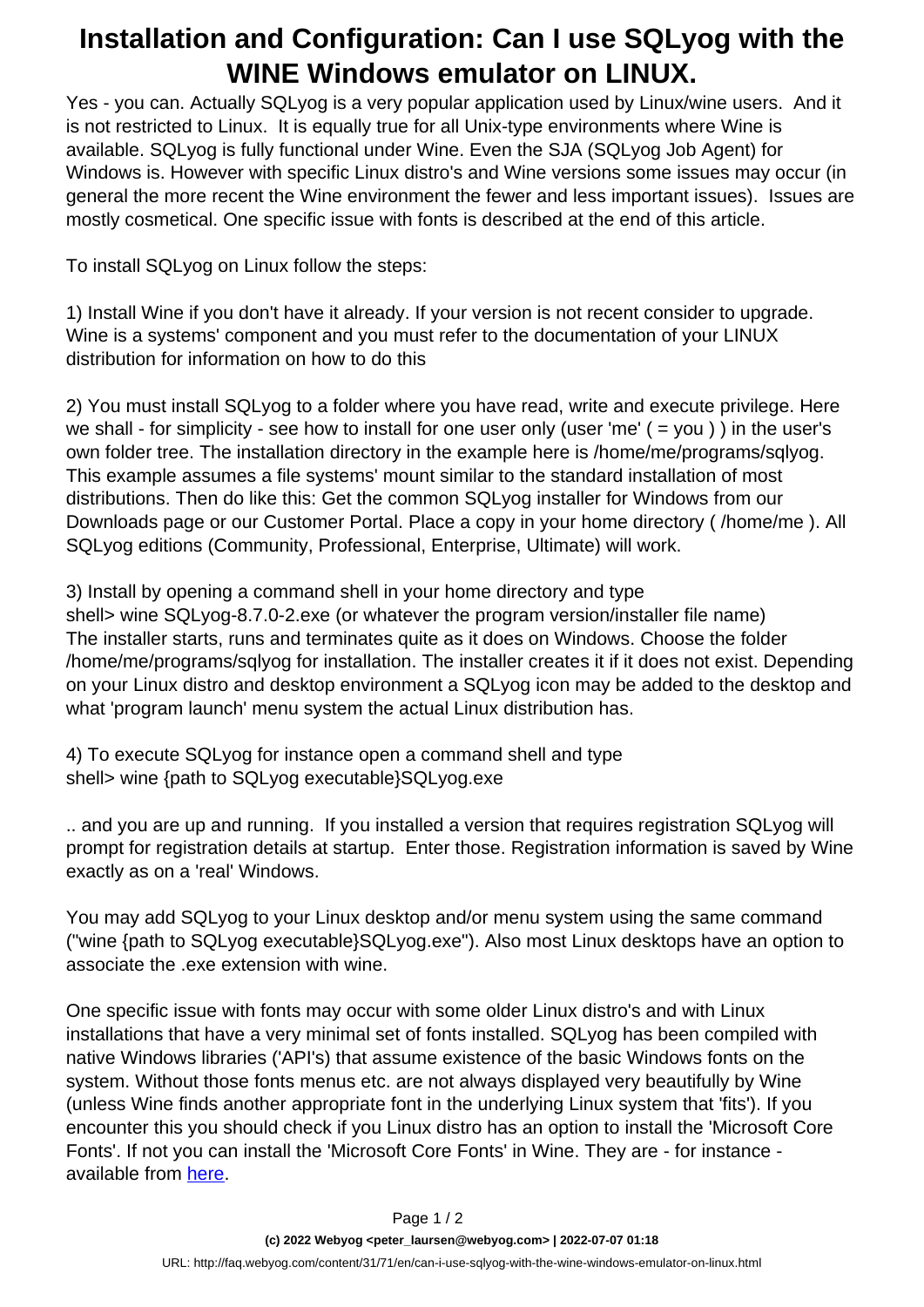# Installation and Configuration: Can I use SQLyog with the WINE Windows emulator on LINUX.

Yes - you can. Actually SQLyog is a very popular application used by Linux/wine users. And it is not restricted to Linux. It is equally true for all Unix-type environments where Wine is available. SQLyog is fully functional under Wine. Even the SJA (SQLyog Job Agent) for Windows is. However with specific Linux distro's and Wine versions some issues may occur (in general the more recent the Wine environment the fewer and less important issues). Issues are mostly cosmetical. One specific issue with fonts is described at the end of this article.

To install SQLyog on Linux follow the steps:

1) Install Wine if you don't have it already. If your version is not recent consider to upgrade. Wine is a systems' component and you must refer to the documentation of your LINUX distribution for information on how to do this

2) You must install SQLyog to a folder where you have read, write and execute privilege. Here we shall - for simplicity - see how to install for one user only (user 'me' ( = you ) ) in the user's own folder tree. The installation directory in the example here is /home/me/programs/sqlyog. This example assumes a file systems' mount similar to the standard installation of most distributions. Then do like this: Get the common SQLyog installer for Windows from our Downloads page or our Customer Portal. Place a copy in your home directory ( /home/me ). All SQLyog editions (Community, Professional, Enterprise, Ultimate) will work.

3) Install by opening a command shell in your home directory and type
shell> wine SQLyog-8.7.0-2.exe (or whatever the program version/installer file name)
The installer starts, runs and terminates quite as it does on Windows. Choose the folder /home/me/programs/sqlyog for installation. The installer creates it if it does not exist. Depending on your Linux distro and desktop environment a SQLyog icon may be added to the desktop and what 'program launch' menu system the actual Linux distribution has.

4) To execute SQLyog for instance open a command shell and type
shell> wine {path to SQLyog executable}SQLyog.exe

.. and you are up and running. If you installed a version that requires registration SQLyog will prompt for registration details at startup. Enter those. Registration information is saved by Wine exactly as on a 'real' Windows.

You may add SQLyog to your Linux desktop and/or menu system using the same command ("wine {path to SQLyog executable}SQLyog.exe"). Also most Linux desktops have an option to associate the .exe extension with wine.

One specific issue with fonts may occur with some older Linux distro's and with Linux installations that have a very minimal set of fonts installed. SQLyog has been compiled with native Windows libraries ('API's) that assume existence of the basic Windows fonts on the system. Without those fonts menus etc. are not always displayed very beautifully by Wine (unless Wine finds another appropriate font in the underlying Linux system that 'fits'). If you encounter this you should check if you Linux distro has an option to install the 'Microsoft Core Fonts'. If not you can install the 'Microsoft Core Fonts' in Wine. They are - for instance - available from here.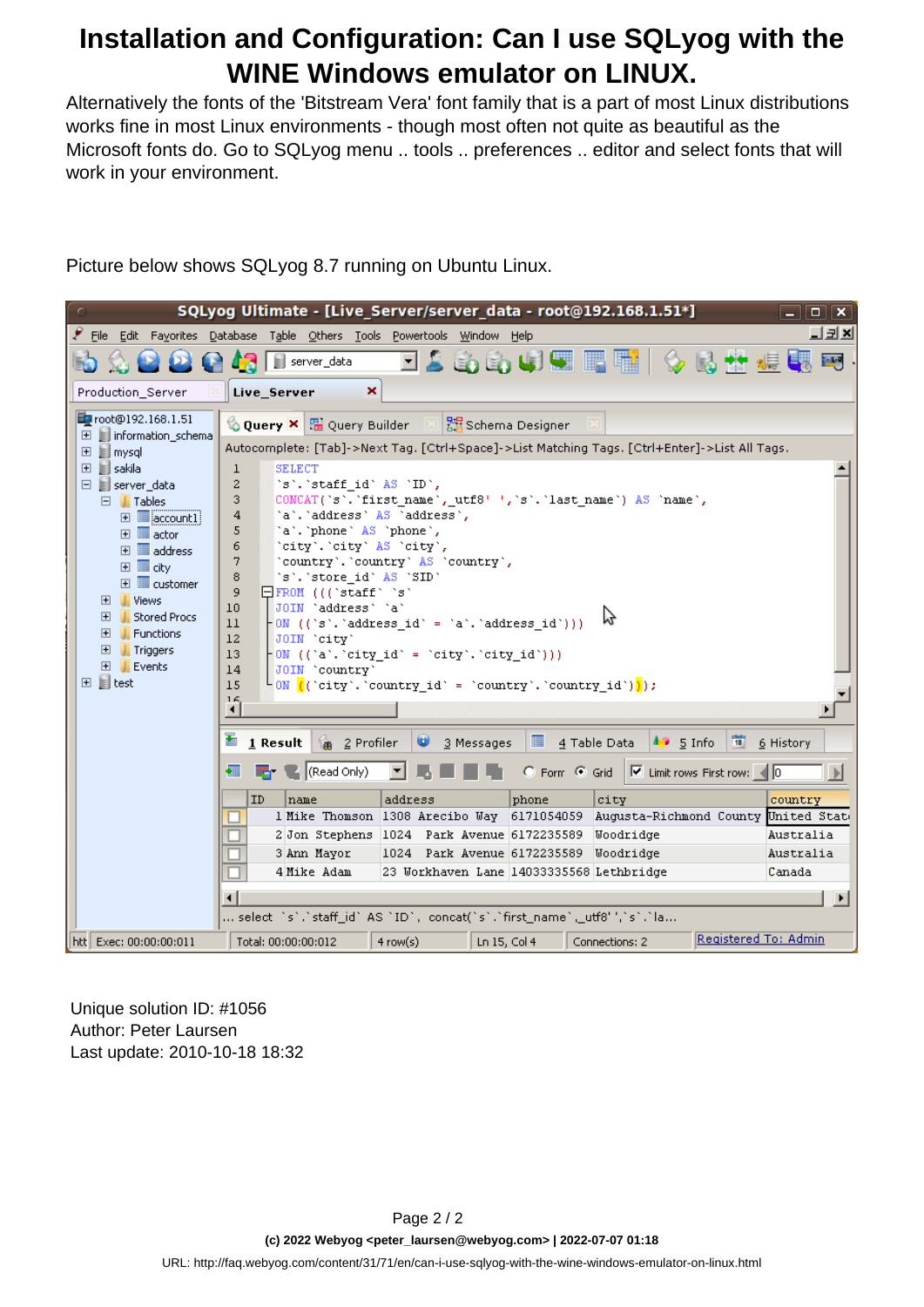# Installation and Configuration: Can I use SQLyog with the WINE Windows emulator on LINUX.

Alternatively the fonts of the 'Bitstream Vera' font family that is a part of most Linux distributions works fine in most Linux environments - though most often not quite as beautiful as the Microsoft fonts do. Go to SQLyog menu .. tools .. preferences .. editor and select fonts that will work in your environment.

Picture below shows SQLyog 8.7 running on Ubuntu Linux.

Unique solution ID: #1056
Author: Peter Laursen
Last update: 2010-10-18 18:32